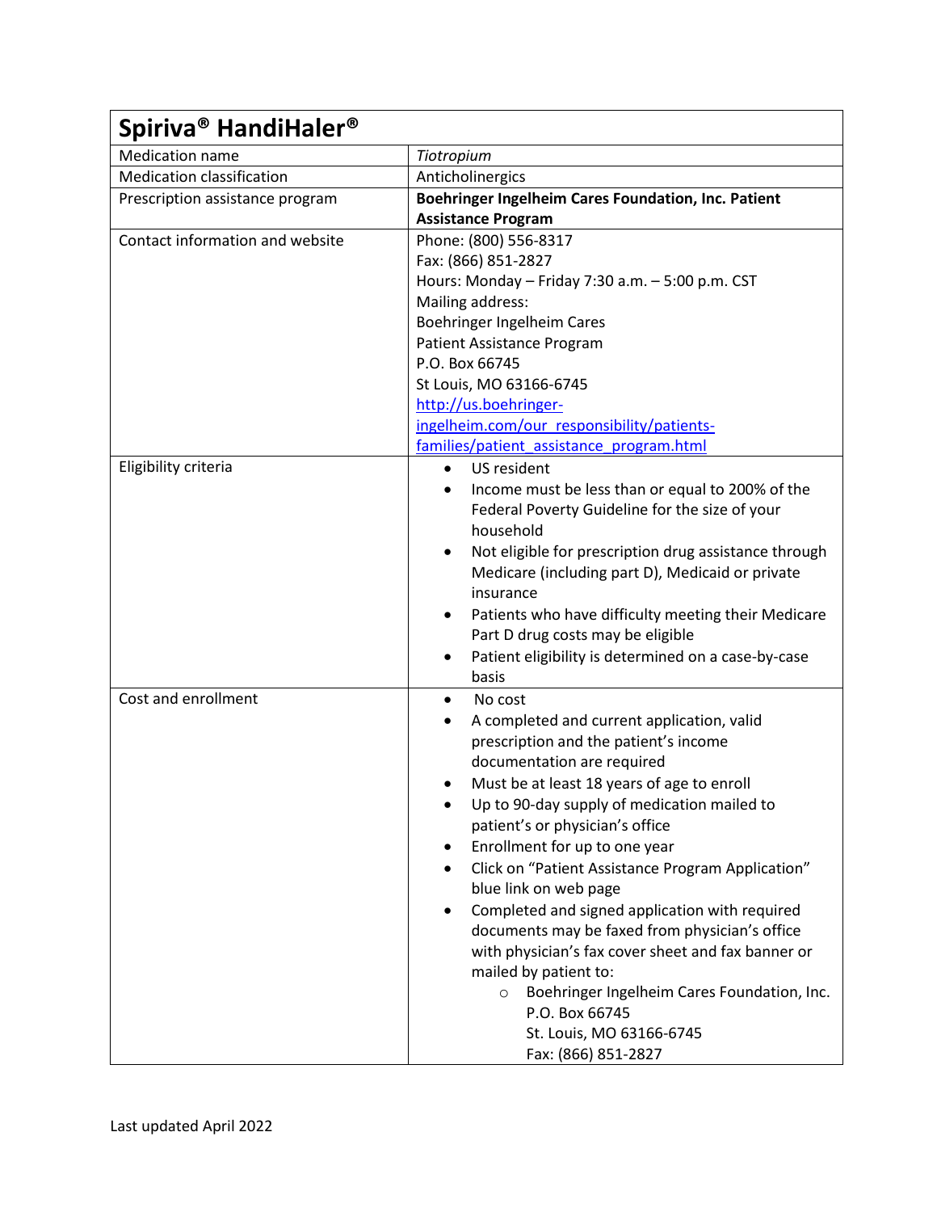| Spiriva® HandiHaler® | |
|---|---|
| Medication name | *Tiotropium* |
| Medication classification | Anticholinergics |
| Prescription assistance program | **Boehringer Ingelheim Cares Foundation, Inc. Patient Assistance Program** |
| Contact information and website | Phone: (800) 556-8317<br>Fax: (866) 851-2827<br>Hours: Monday – Friday 7:30 a.m. – 5:00 p.m. CST<br>Mailing address:<br>Boehringer Ingelheim Cares<br>Patient Assistance Program<br>P.O. Box 66745<br>St Louis, MO 63166-6745<br>[http://us.boehringer-ingelheim.com/our_responsibility/patients-families/patient_assistance_program.html](http://us.boehringer-ingelheim.com/our_responsibility/patients-families/patient_assistance_program.html) |
| Eligibility criteria | • US resident<br>• Income must be less than or equal to 200% of the Federal Poverty Guideline for the size of your household<br>• Not eligible for prescription drug assistance through Medicare (including part D), Medicaid or private insurance<br>• Patients who have difficulty meeting their Medicare Part D drug costs may be eligible<br>• Patient eligibility is determined on a case-by-case basis |
| Cost and enrollment | • No cost<br>• A completed and current application, valid prescription and the patient's income documentation are required<br>• Must be at least 18 years of age to enroll<br>• Up to 90-day supply of medication mailed to patient's or physician's office<br>• Enrollment for up to one year<br>• Click on "Patient Assistance Program Application" blue link on web page<br>• Completed and signed application with required documents may be faxed from physician's office with physician's fax cover sheet and fax banner or mailed by patient to:<br>&nbsp;&nbsp;&nbsp;&nbsp;○ Boehringer Ingelheim Cares Foundation, Inc.<br>&nbsp;&nbsp;&nbsp;&nbsp;&nbsp;&nbsp;&nbsp;P.O. Box 66745<br>&nbsp;&nbsp;&nbsp;&nbsp;&nbsp;&nbsp;&nbsp;St. Louis, MO 63166-6745<br>&nbsp;&nbsp;&nbsp;&nbsp;&nbsp;&nbsp;&nbsp;Fax: (866) 851-2827 |

Last updated April 2022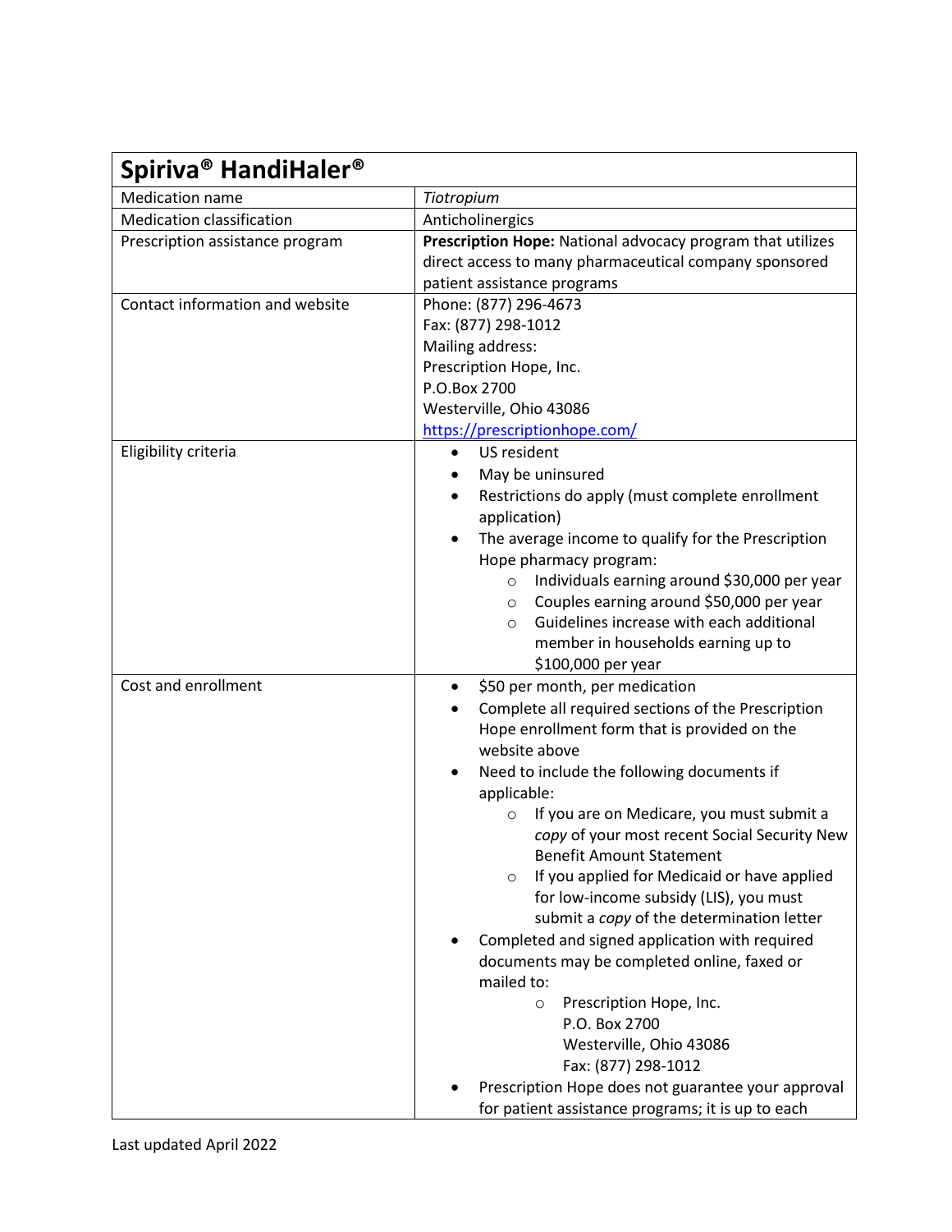| Spiriva® HandiHaler® | |
|---|---|
| Medication name | *Tiotropium* |
| Medication classification | Anticholinergics |
| Prescription assistance program | **Prescription Hope:** National advocacy program that utilizes direct access to many pharmaceutical company sponsored patient assistance programs |
| Contact information and website | Phone: (877) 296-4673<br>Fax: (877) 298-1012<br>Mailing address:<br>Prescription Hope, Inc.<br>P.O.Box 2700<br>Westerville, Ohio 43086<br>https://prescriptionhope.com/ |
| Eligibility criteria | • US resident<br>• May be uninsured<br>• Restrictions do apply (must complete enrollment application)<br>• The average income to qualify for the Prescription Hope pharmacy program:<br>  ○ Individuals earning around $30,000 per year<br>  ○ Couples earning around $50,000 per year<br>  ○ Guidelines increase with each additional member in households earning up to $100,000 per year |
| Cost and enrollment | • $50 per month, per medication<br>• Complete all required sections of the Prescription Hope enrollment form that is provided on the website above<br>• Need to include the following documents if applicable:<br>  ○ If you are on Medicare, you must submit a *copy* of your most recent Social Security New Benefit Amount Statement<br>  ○ If you applied for Medicaid or have applied for low-income subsidy (LIS), you must submit a *copy* of the determination letter<br>• Completed and signed application with required documents may be completed online, faxed or mailed to:<br>  ○ Prescription Hope, Inc.<br>    P.O. Box 2700<br>    Westerville, Ohio 43086<br>    Fax: (877) 298-1012<br>• Prescription Hope does not guarantee your approval for patient assistance programs; it is up to each |

Last updated April 2022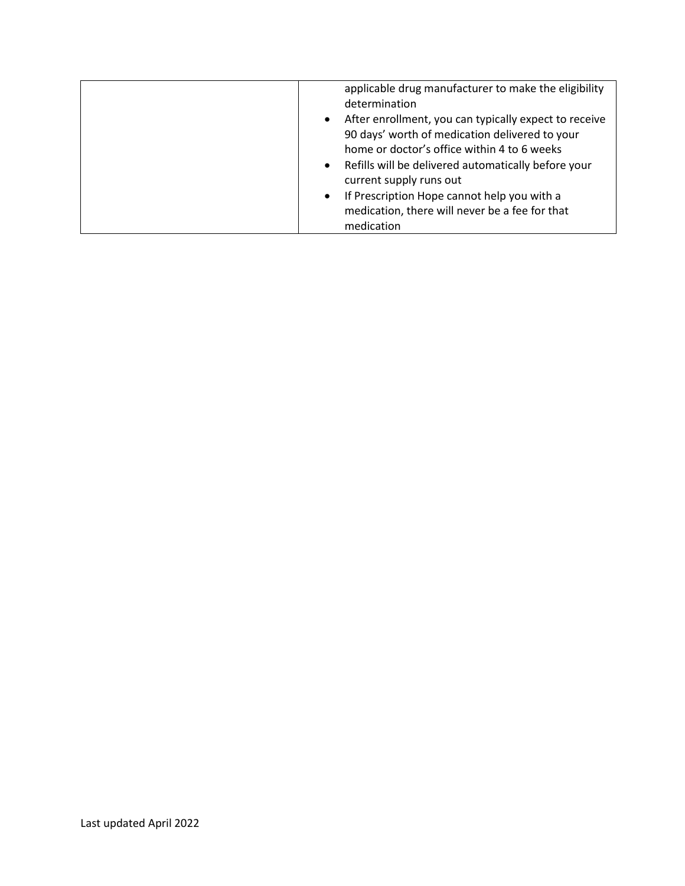| | |
|---|---|
| | applicable drug manufacturer to make the eligibility determination<br>• After enrollment, you can typically expect to receive 90 days' worth of medication delivered to your home or doctor's office within 4 to 6 weeks<br>• Refills will be delivered automatically before your current supply runs out<br>• If Prescription Hope cannot help you with a medication, there will never be a fee for that medication |

Last updated April 2022